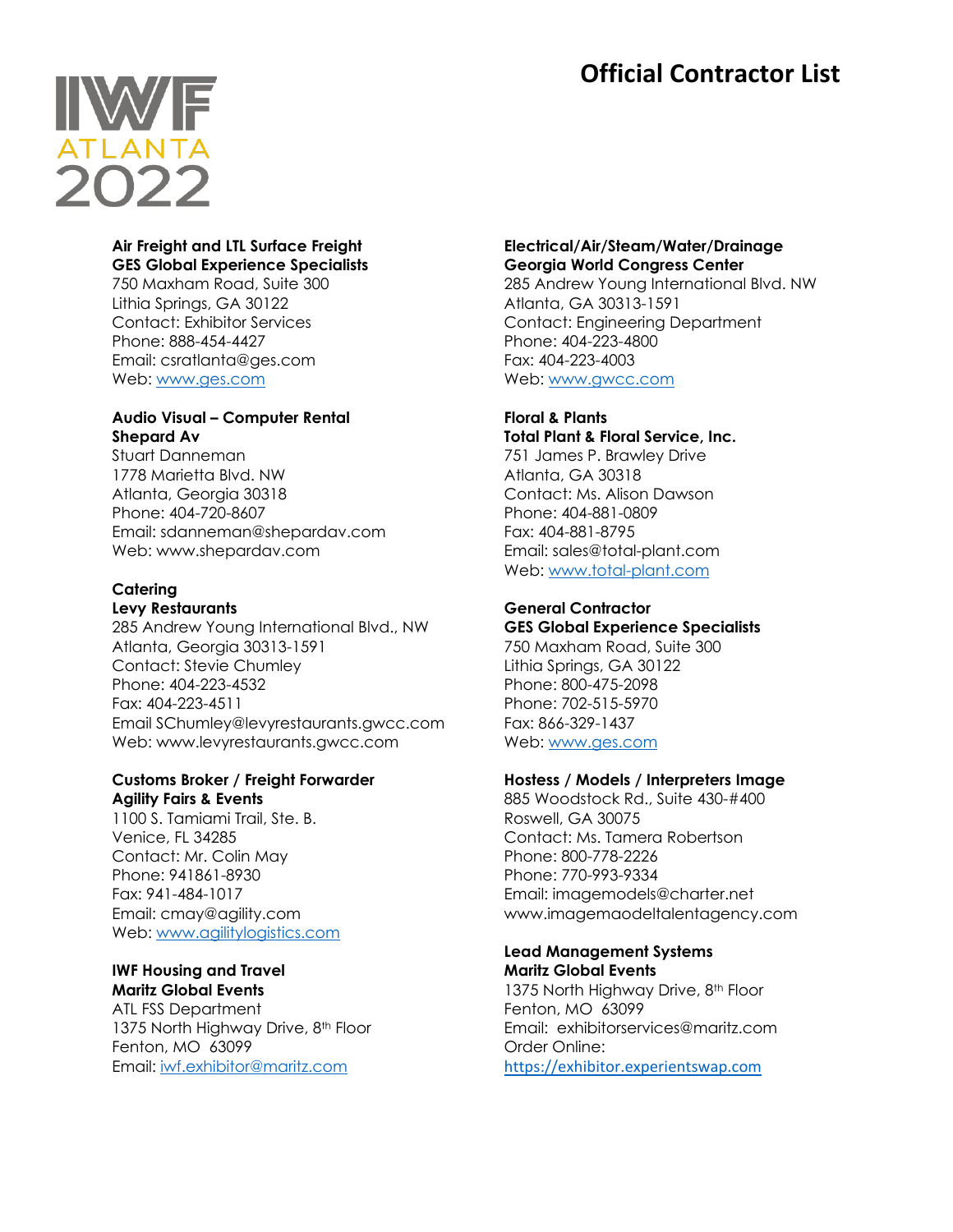IWF ATLANTA 2022

# Official Contractor List

**Air Freight and LTL Surface Freight**
**GES Global Experience Specialists**
750 Maxham Road, Suite 300
Lithia Springs, GA 30122
Contact: Exhibitor Services
Phone: 888-454-4427
Email: csratlanta@ges.com
Web: www.ges.com

**Audio Visual – Computer Rental**
**Shepard Av**
Stuart Danneman
1778 Marietta Blvd. NW
Atlanta, Georgia 30318
Phone: 404-720-8607
Email: sdanneman@shepardav.com
Web: www.shepardav.com

**Catering**
**Levy Restaurants**
285 Andrew Young International Blvd., NW
Atlanta, Georgia 30313-1591
Contact: Stevie Chumley
Phone: 404-223-4532
Fax: 404-223-4511
Email SChumley@levyrestaurants.gwcc.com
Web: www.levyrestaurants.gwcc.com

**Customs Broker / Freight Forwarder**
**Agility Fairs & Events**
1100 S. Tamiami Trail, Ste. B.
Venice, FL 34285
Contact: Mr. Colin May
Phone: 941861-8930
Fax: 941-484-1017
Email: cmay@agility.com
Web: www.agilitylogistics.com

**IWF Housing and Travel**
**Maritz Global Events**
ATL FSS Department
1375 North Highway Drive, 8th Floor
Fenton, MO 63099
Email: iwf.exhibitor@maritz.com

**Electrical/Air/Steam/Water/Drainage**
**Georgia World Congress Center**
285 Andrew Young International Blvd. NW
Atlanta, GA 30313-1591
Contact: Engineering Department
Phone: 404-223-4800
Fax: 404-223-4003
Web: www.gwcc.com

**Floral & Plants**
**Total Plant & Floral Service, Inc.**
751 James P. Brawley Drive
Atlanta, GA 30318
Contact: Ms. Alison Dawson
Phone: 404-881-0809
Fax: 404-881-8795
Email: sales@total-plant.com
Web: www.total-plant.com

**General Contractor**
**GES Global Experience Specialists**
750 Maxham Road, Suite 300
Lithia Springs, GA 30122
Phone: 800-475-2098
Phone: 702-515-5970
Fax: 866-329-1437
Web: www.ges.com

**Hostess / Models / Interpreters Image**
885 Woodstock Rd., Suite 430-#400
Roswell, GA 30075
Contact: Ms. Tamera Robertson
Phone: 800-778-2226
Phone: 770-993-9334
Email: imagemodels@charter.net
www.imagemaodeltalentagency.com

**Lead Management Systems**
**Maritz Global Events**
1375 North Highway Drive, 8th Floor
Fenton, MO 63099
Email: exhibitorservices@maritz.com
Order Online:
https://exhibitor.experientswap.com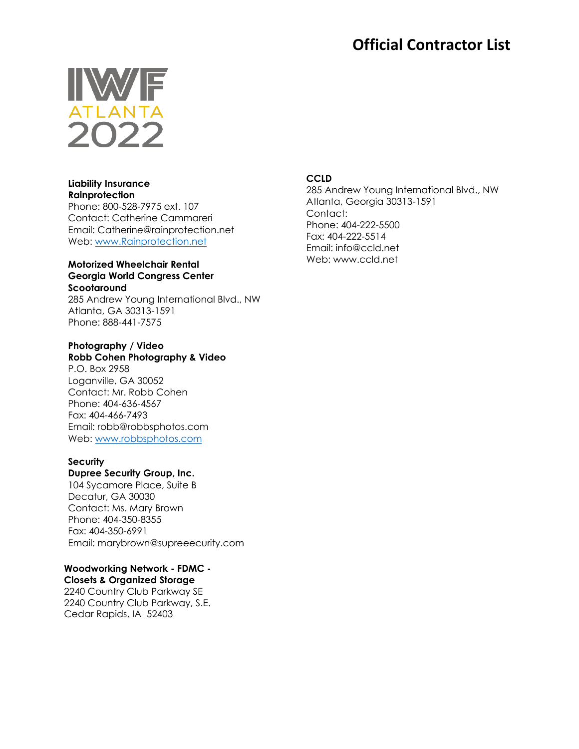# Official Contractor List

IWF ATLANTA 2022

**Liability Insurance**
**Rainprotection**
Phone: 800-528-7975 ext. 107
Contact: Catherine Cammareri
Email: Catherine@rainprotection.net
Web: www.Rainprotection.net

**Motorized Wheelchair Rental**
**Georgia World Congress Center**
**Scootaround**
285 Andrew Young International Blvd., NW
Atlanta, GA 30313-1591
Phone: 888-441-7575

**Photography / Video**
**Robb Cohen Photography & Video**
P.O. Box 2958
Loganville, GA 30052
Contact: Mr. Robb Cohen
Phone: 404-636-4567
Fax: 404-466-7493
Email: robb@robbsphotos.com
Web: www.robbsphotos.com

**Security**
**Dupree Security Group, Inc.**
104 Sycamore Place, Suite B
Decatur, GA 30030
Contact: Ms. Mary Brown
Phone: 404-350-8355
Fax: 404-350-6991
Email: marybrown@supreeecurity.com

**Woodworking Network - FDMC - Closets & Organized Storage**
2240 Country Club Parkway SE
2240 Country Club Parkway, S.E.
Cedar Rapids, IA 52403

**CCLD**
285 Andrew Young International Blvd., NW
Atlanta, Georgia 30313-1591
Contact:
Phone: 404-222-5500
Fax: 404-222-5514
Email: info@ccld.net
Web: www.ccld.net